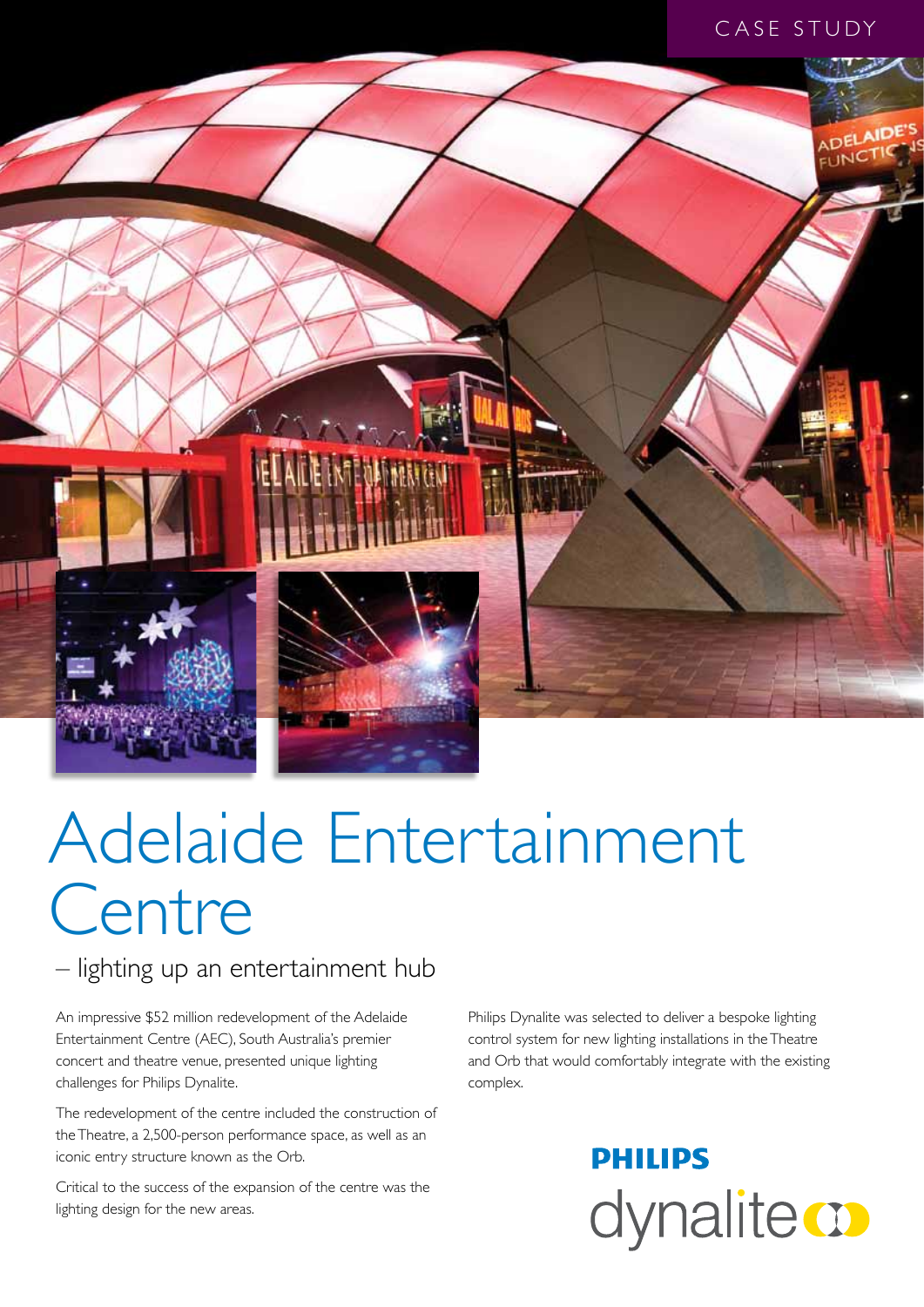CASE STUDY

# Adelaide Entertainment Centre

## – lighting up an entertainment hub

An impressive $52 million redevelopment of the Adelaide Entertainment Centre (AEC), South Australia's premier concert and theatre venue, presented unique lighting challenges for Philips Dynalite.

The redevelopment of the centre included the construction of the Theatre, a 2,500-person performance space, as well as an iconic entry structure known as the Orb.

Critical to the success of the expansion of the centre was the lighting design for the new areas.

Philips Dynalite was selected to deliver a bespoke lighting control system for new lighting installations in the Theatre and Orb that would comfortably integrate with the existing complex.

PHILIPS dynalite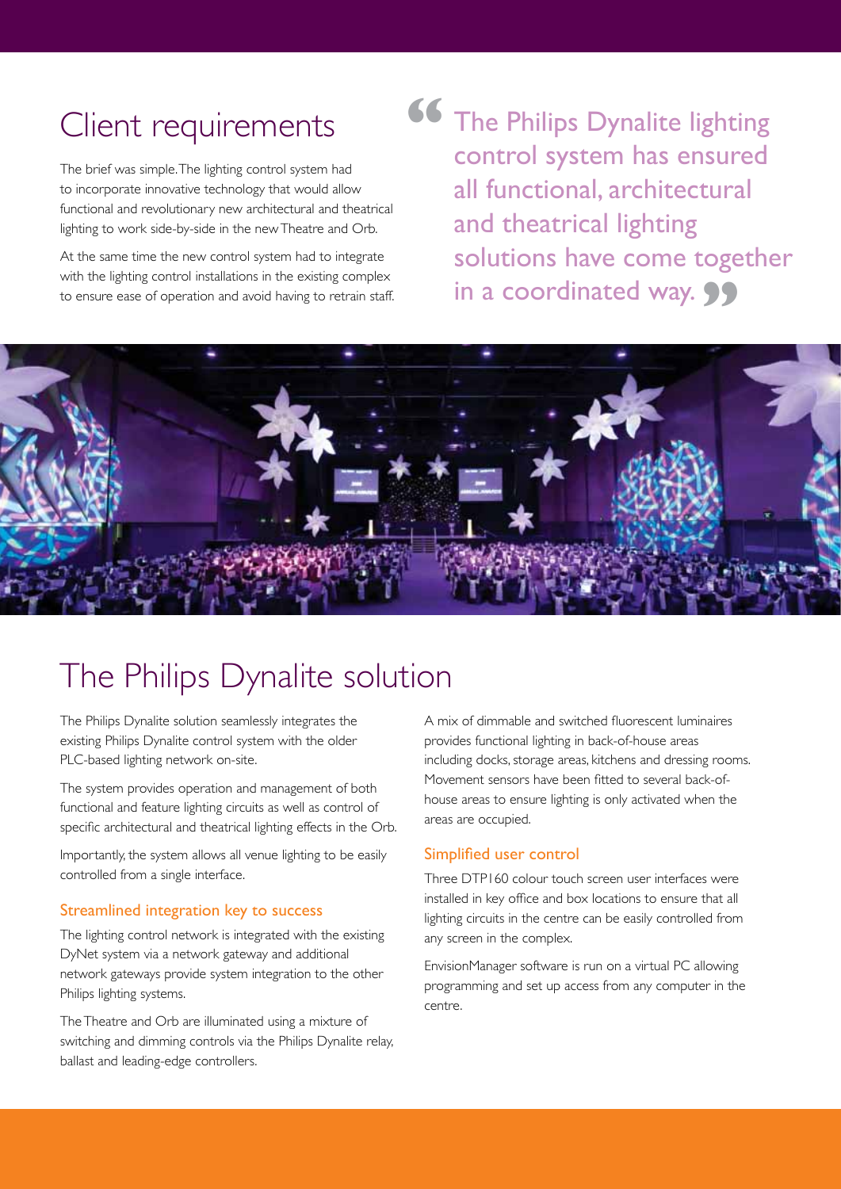## Client requirements

The brief was simple. The lighting control system had to incorporate innovative technology that would allow functional and revolutionary new architectural and theatrical lighting to work side-by-side in the new Theatre and Orb.

At the same time the new control system had to integrate with the lighting control installations in the existing complex to ensure ease of operation and avoid having to retrain staff.

> "The Philips Dynalite lighting control system has ensured all functional, architectural and theatrical lighting solutions have come together in a coordinated way."

## The Philips Dynalite solution

The Philips Dynalite solution seamlessly integrates the existing Philips Dynalite control system with the older PLC-based lighting network on-site.

The system provides operation and management of both functional and feature lighting circuits as well as control of specific architectural and theatrical lighting effects in the Orb.

Importantly, the system allows all venue lighting to be easily controlled from a single interface.

### Streamlined integration key to success

The lighting control network is integrated with the existing DyNet system via a network gateway and additional network gateways provide system integration to the other Philips lighting systems.

The Theatre and Orb are illuminated using a mixture of switching and dimming controls via the Philips Dynalite relay, ballast and leading-edge controllers.

A mix of dimmable and switched fluorescent luminaires provides functional lighting in back-of-house areas including docks, storage areas, kitchens and dressing rooms. Movement sensors have been fitted to several back-of-house areas to ensure lighting is only activated when the areas are occupied.

### Simplified user control

Three DTP160 colour touch screen user interfaces were installed in key office and box locations to ensure that all lighting circuits in the centre can be easily controlled from any screen in the complex.

EnvisionManager software is run on a virtual PC allowing programming and set up access from any computer in the centre.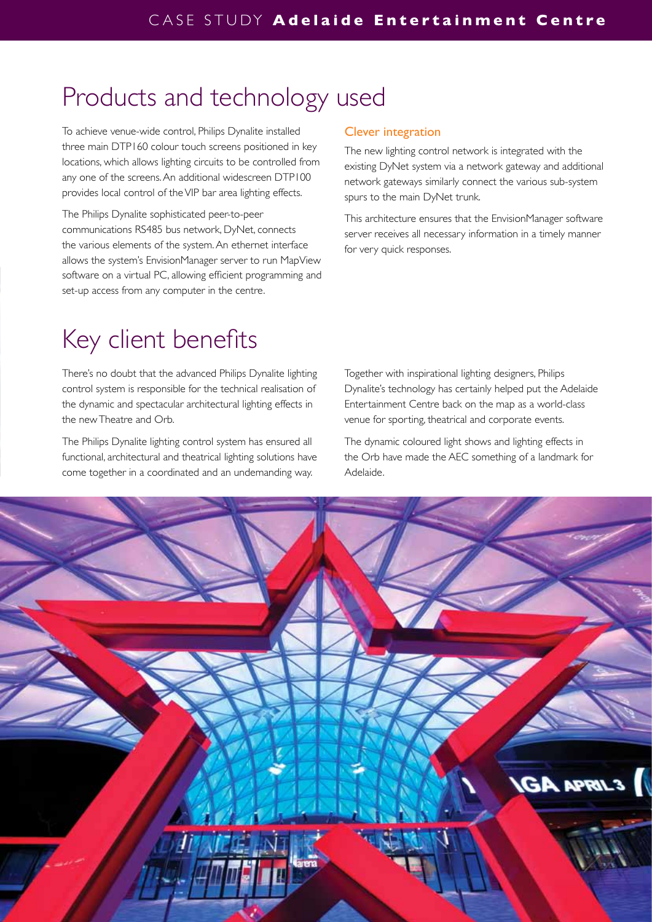# Products and technology used

To achieve venue-wide control, Philips Dynalite installed three main DTP160 colour touch screens positioned in key locations, which allows lighting circuits to be controlled from any one of the screens. An additional widescreen DTP100 provides local control of the VIP bar area lighting effects.

The Philips Dynalite sophisticated peer-to-peer communications RS485 bus network, DyNet, connects the various elements of the system. An ethernet interface allows the system's EnvisionManager server to run MapView software on a virtual PC, allowing efficient programming and set-up access from any computer in the centre.

### Clever integration

The new lighting control network is integrated with the existing DyNet system via a network gateway and additional network gateways similarly connect the various sub-system spurs to the main DyNet trunk.

This architecture ensures that the EnvisionManager software server receives all necessary information in a timely manner for very quick responses.

# Key client benefits

There's no doubt that the advanced Philips Dynalite lighting control system is responsible for the technical realisation of the dynamic and spectacular architectural lighting effects in the new Theatre and Orb.

The Philips Dynalite lighting control system has ensured all functional, architectural and theatrical lighting solutions have come together in a coordinated and an undemanding way.

Together with inspirational lighting designers, Philips Dynalite's technology has certainly helped put the Adelaide Entertainment Centre back on the map as a world-class venue for sporting, theatrical and corporate events.

The dynamic coloured light shows and lighting effects in the Orb have made the AEC something of a landmark for Adelaide.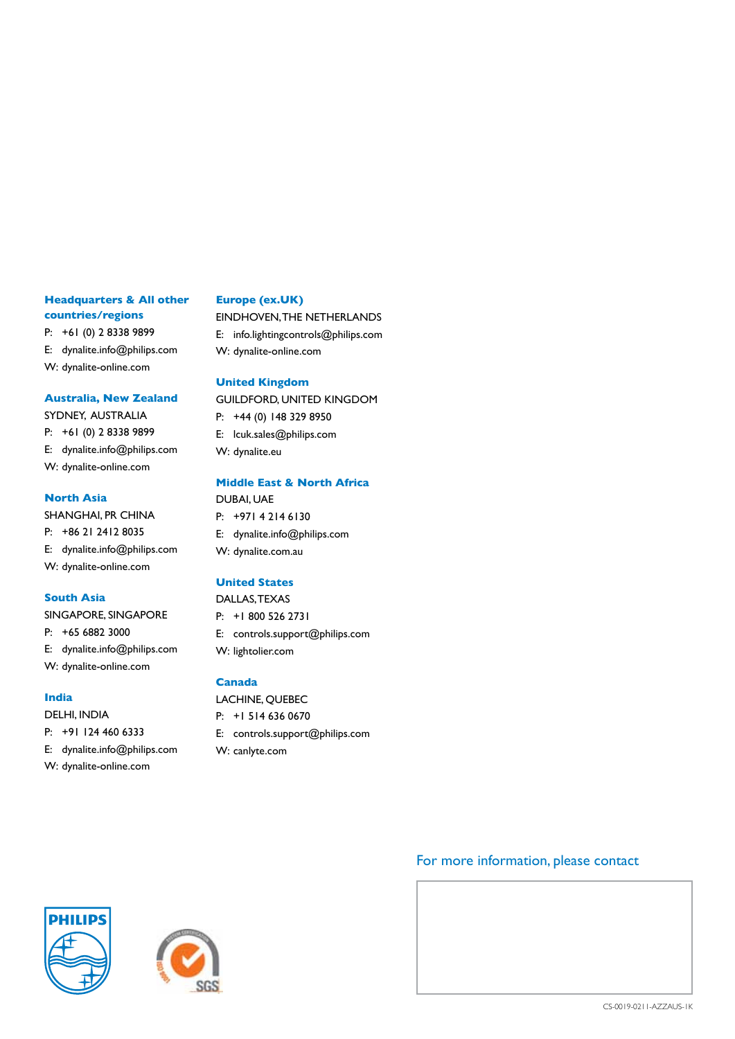### Headquarters & All other countries/regions

P: +61 (0) 2 8338 9899
E: dynalite.info@philips.com
W: dynalite-online.com

### Australia, New Zealand

SYDNEY, AUSTRALIA
P: +61 (0) 2 8338 9899
E: dynalite.info@philips.com
W: dynalite-online.com

### North Asia

SHANGHAI, PR CHINA
P: +86 21 2412 8035
E: dynalite.info@philips.com
W: dynalite-online.com

### South Asia

SINGAPORE, SINGAPORE
P: +65 6882 3000
E: dynalite.info@philips.com
W: dynalite-online.com

### India

DELHI, INDIA
P: +91 124 460 6333
E: dynalite.info@philips.com
W: dynalite-online.com

### Europe (ex.UK)

EINDHOVEN, THE NETHERLANDS
E: info.lightingcontrols@philips.com
W: dynalite-online.com

### United Kingdom

GUILDFORD, UNITED KINGDOM
P: +44 (0) 148 329 8950
E: lcuk.sales@philips.com
W: dynalite.eu

### Middle East & North Africa

DUBAI, UAE
P: +971 4 214 6130
E: dynalite.info@philips.com
W: dynalite.com.au

### United States

DALLAS, TEXAS
P: +1 800 526 2731
E: controls.support@philips.com
W: lightolier.com

### Canada

LACHINE, QUEBEC
P: +1 514 636 0670
E: controls.support@philips.com
W: canlyte.com

For more information, please contact

CS-0019-0211-AZZAUS-1K